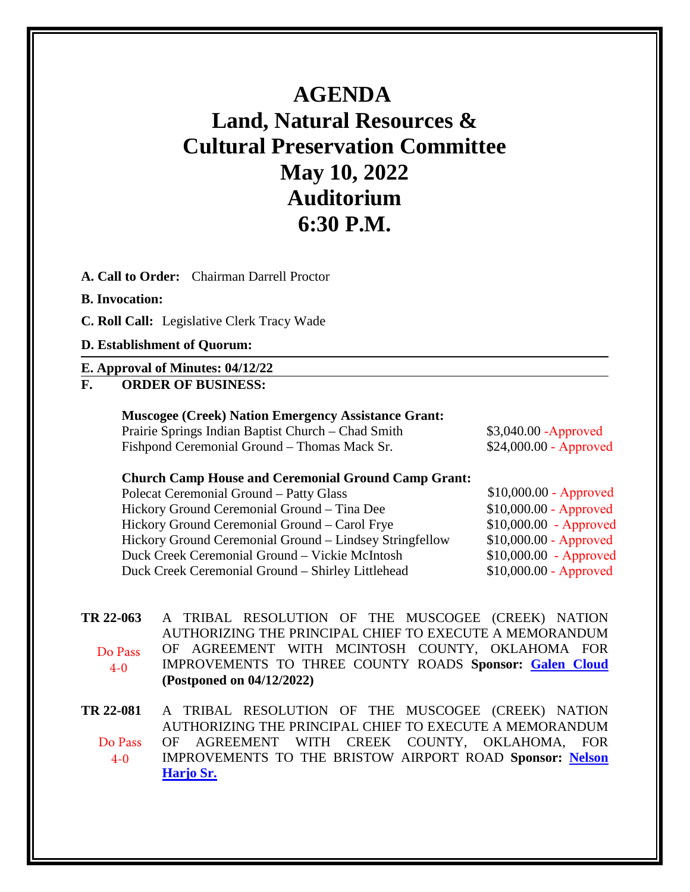# AGENDA
# Land, Natural Resources & Cultural Preservation Committee
# May 10, 2022
# Auditorium
# 6:30 P.M.

**A. Call to Order:** Chairman Darrell Proctor

**B. Invocation:**

**C. Roll Call:** Legislative Clerk Tracy Wade

**D. Establishment of Quorum:**

**E. Approval of Minutes: 04/12/22**

**F. ORDER OF BUSINESS:**

**Muscogee (Creek) Nation Emergency Assistance Grant:**

| | |
|---|---|
| Prairie Springs Indian Baptist Church – Chad Smith | $3,040.00 -Approved |
| Fishpond Ceremonial Ground – Thomas Mack Sr. | $24,000.00 - Approved |

**Church Camp House and Ceremonial Ground Camp Grant:**

| | |
|---|---|
| Polecat Ceremonial Ground – Patty Glass | $10,000.00 - Approved |
| Hickory Ground Ceremonial Ground – Tina Dee | $10,000.00 - Approved |
| Hickory Ground Ceremonial Ground – Carol Frye | $10,000.00 - Approved |
| Hickory Ground Ceremonial Ground – Lindsey Stringfellow | $10,000.00 - Approved |
| Duck Creek Ceremonial Ground – Vickie McIntosh | $10,000.00 - Approved |
| Duck Creek Ceremonial Ground – Shirley Littlehead | $10,000.00 - Approved |

**TR 22-063** A TRIBAL RESOLUTION OF THE MUSCOGEE (CREEK) NATION AUTHORIZING THE PRINCIPAL CHIEF TO EXECUTE A MEMORANDUM OF AGREEMENT WITH MCINTOSH COUNTY, OKLAHOMA FOR IMPROVEMENTS TO THREE COUNTY ROADS **Sponsor: Galen Cloud (Postponed on 04/12/2022)**

Do Pass 4-0

**TR 22-081** A TRIBAL RESOLUTION OF THE MUSCOGEE (CREEK) NATION AUTHORIZING THE PRINCIPAL CHIEF TO EXECUTE A MEMORANDUM OF AGREEMENT WITH CREEK COUNTY, OKLAHOMA, FOR IMPROVEMENTS TO THE BRISTOW AIRPORT ROAD **Sponsor: Nelson Harjo Sr.**

Do Pass 4-0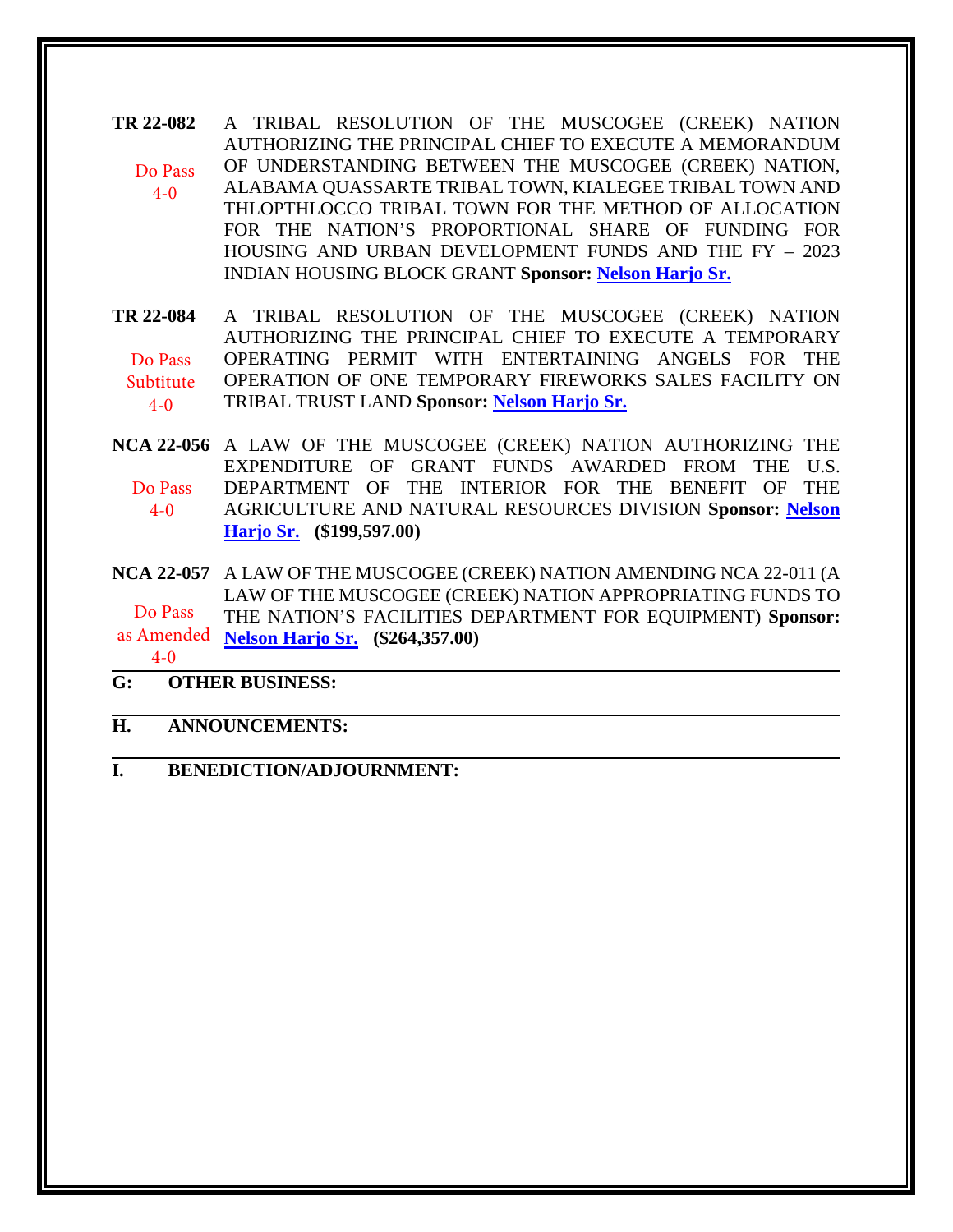**TR 22-082** A TRIBAL RESOLUTION OF THE MUSCOGEE (CREEK) NATION AUTHORIZING THE PRINCIPAL CHIEF TO EXECUTE A MEMORANDUM OF UNDERSTANDING BETWEEN THE MUSCOGEE (CREEK) NATION, ALABAMA QUASSARTE TRIBAL TOWN, KIALEGEE TRIBAL TOWN AND THLOPTHLOCCO TRIBAL TOWN FOR THE METHOD OF ALLOCATION FOR THE NATION'S PROPORTIONAL SHARE OF FUNDING FOR HOUSING AND URBAN DEVELOPMENT FUNDS AND THE FY – 2023 INDIAN HOUSING BLOCK GRANT **Sponsor: Nelson Harjo Sr.**

Do Pass 4-0

**TR 22-084** A TRIBAL RESOLUTION OF THE MUSCOGEE (CREEK) NATION AUTHORIZING THE PRINCIPAL CHIEF TO EXECUTE A TEMPORARY OPERATING PERMIT WITH ENTERTAINING ANGELS FOR THE OPERATION OF ONE TEMPORARY FIREWORKS SALES FACILITY ON TRIBAL TRUST LAND **Sponsor: Nelson Harjo Sr.**

Do Pass Subtitute 4-0

**NCA 22-056** A LAW OF THE MUSCOGEE (CREEK) NATION AUTHORIZING THE EXPENDITURE OF GRANT FUNDS AWARDED FROM THE U.S. DEPARTMENT OF THE INTERIOR FOR THE BENEFIT OF THE AGRICULTURE AND NATURAL RESOURCES DIVISION **Sponsor: Nelson Harjo Sr.** **($199,597.00)**

Do Pass 4-0

**NCA 22-057** A LAW OF THE MUSCOGEE (CREEK) NATION AMENDING NCA 22-011 (A LAW OF THE MUSCOGEE (CREEK) NATION APPROPRIATING FUNDS TO THE NATION'S FACILITIES DEPARTMENT FOR EQUIPMENT) **Sponsor: Nelson Harjo Sr.** **($264,357.00)**

Do Pass as Amended 4-0

## G: OTHER BUSINESS:

## H. ANNOUNCEMENTS:

## I. BENEDICTION/ADJOURNMENT: